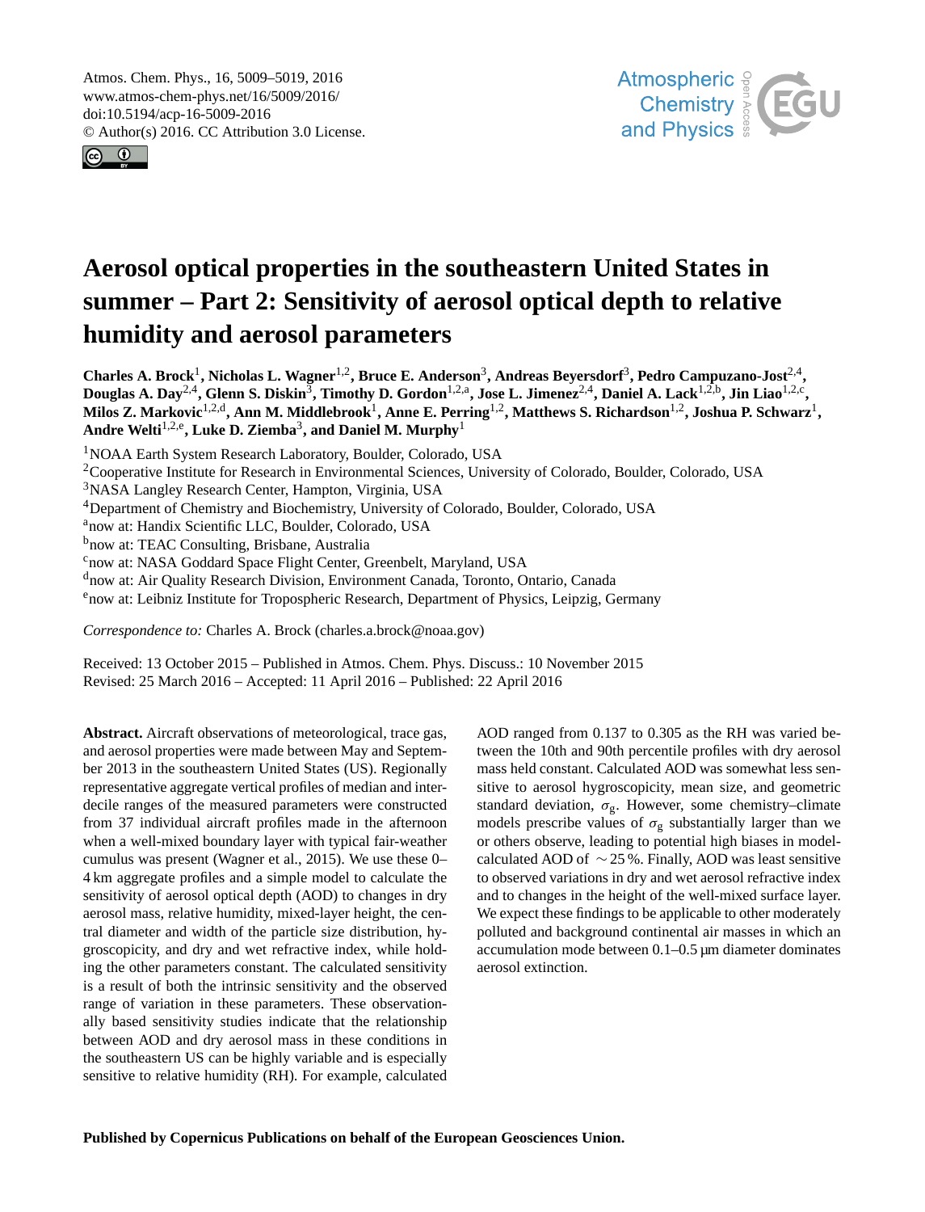# Aerosol optical properties in the southeastern United States in summer – Part 2: Sensitivity of aerosol optical depth to relative humidity and aerosol parameters

**Charles A. Brock[1], Nicholas L. Wagner[1,2], Bruce E. Anderson[3], Andreas Beyersdorf[3], Pedro Campuzano-Jost[2,4], Douglas A. Day[2,4], Glenn S. Diskin[3], Timothy D. Gordon[1,2,a], Jose L. Jimenez[2,4], Daniel A. Lack[1,2,b], Jin Liao[1,2,c], Milos Z. Markovic[1,2,d], Ann M. Middlebrook[1], Anne E. Perring[1,2], Matthews S. Richardson[1,2], Joshua P. Schwarz[1], Andre Welti[1,2,e], Luke D. Ziemba[3], and Daniel M. Murphy[1]**

[1]NOAA Earth System Research Laboratory, Boulder, Colorado, USA
[2]Cooperative Institute for Research in Environmental Sciences, University of Colorado, Boulder, Colorado, USA
[3]NASA Langley Research Center, Hampton, Virginia, USA
[4]Department of Chemistry and Biochemistry, University of Colorado, Boulder, Colorado, USA
[a]now at: Handix Scientific LLC, Boulder, Colorado, USA
[b]now at: TEAC Consulting, Brisbane, Australia
[c]now at: NASA Goddard Space Flight Center, Greenbelt, Maryland, USA
[d]now at: Air Quality Research Division, Environment Canada, Toronto, Ontario, Canada
[e]now at: Leibniz Institute for Tropospheric Research, Department of Physics, Leipzig, Germany

*Correspondence to:* Charles A. Brock (charles.a.brock@noaa.gov)

Received: 13 October 2015 – Published in Atmos. Chem. Phys. Discuss.: 10 November 2015
Revised: 25 March 2016 – Accepted: 11 April 2016 – Published: 22 April 2016

**Abstract.** Aircraft observations of meteorological, trace gas, and aerosol properties were made between May and September 2013 in the southeastern United States (US). Regionally representative aggregate vertical profiles of median and interdecile ranges of the measured parameters were constructed from 37 individual aircraft profiles made in the afternoon when a well-mixed boundary layer with typical fair-weather cumulus was present (Wagner et al., 2015). We use these 0–4 km aggregate profiles and a simple model to calculate the sensitivity of aerosol optical depth (AOD) to changes in dry aerosol mass, relative humidity, mixed-layer height, the central diameter and width of the particle size distribution, hygroscopicity, and dry and wet refractive index, while holding the other parameters constant. The calculated sensitivity is a result of both the intrinsic sensitivity and the observed range of variation in these parameters. These observationally based sensitivity studies indicate that the relationship between AOD and dry aerosol mass in these conditions in the southeastern US can be highly variable and is especially sensitive to relative humidity (RH). For example, calculated AOD ranged from 0.137 to 0.305 as the RH was varied between the 10th and 90th percentile profiles with dry aerosol mass held constant. Calculated AOD was somewhat less sensitive to aerosol hygroscopicity, mean size, and geometric standard deviation, $\sigma_g$. However, some chemistry–climate models prescribe values of $\sigma_g$ substantially larger than we or others observe, leading to potential high biases in model-calculated AOD of $\sim$25 %. Finally, AOD was least sensitive to observed variations in dry and wet aerosol refractive index and to changes in the height of the well-mixed surface layer. We expect these findings to be applicable to other moderately polluted and background continental air masses in which an accumulation mode between 0.1–0.5 µm diameter dominates aerosol extinction.

**Published by Copernicus Publications on behalf of the European Geosciences Union.**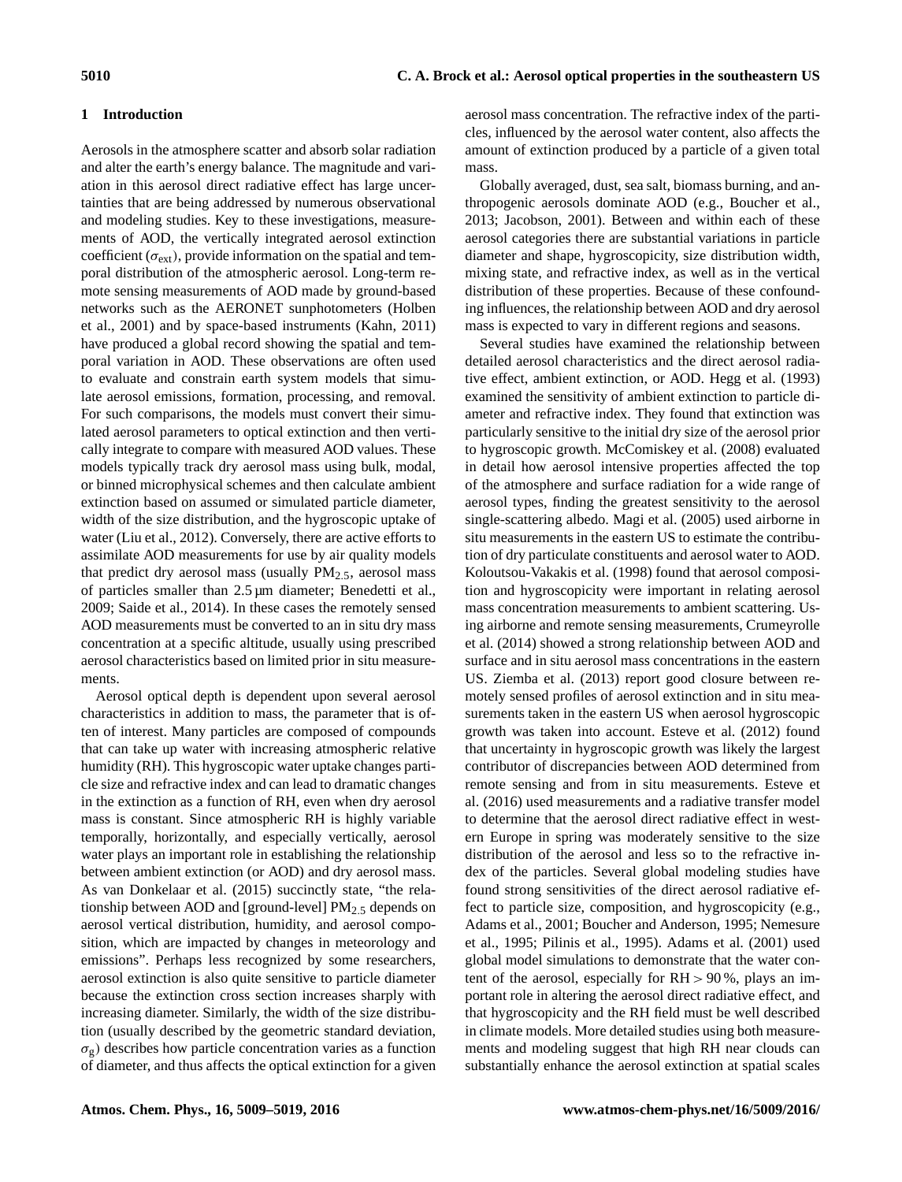## 1 Introduction

Aerosols in the atmosphere scatter and absorb solar radiation and alter the earth's energy balance. The magnitude and variation in this aerosol direct radiative effect has large uncertainties that are being addressed by numerous observational and modeling studies. Key to these investigations, measurements of AOD, the vertically integrated aerosol extinction coefficient ($\sigma_{ext}$), provide information on the spatial and temporal distribution of the atmospheric aerosol. Long-term remote sensing measurements of AOD made by ground-based networks such as the AERONET sunphotometers (Holben et al., 2001) and by space-based instruments (Kahn, 2011) have produced a global record showing the spatial and temporal variation in AOD. These observations are often used to evaluate and constrain earth system models that simulate aerosol emissions, formation, processing, and removal. For such comparisons, the models must convert their simulated aerosol parameters to optical extinction and then vertically integrate to compare with measured AOD values. These models typically track dry aerosol mass using bulk, modal, or binned microphysical schemes and then calculate ambient extinction based on assumed or simulated particle diameter, width of the size distribution, and the hygroscopic uptake of water (Liu et al., 2012). Conversely, there are active efforts to assimilate AOD measurements for use by air quality models that predict dry aerosol mass (usually $PM_{2.5}$, aerosol mass of particles smaller than 2.5 µm diameter; Benedetti et al., 2009; Saide et al., 2014). In these cases the remotely sensed AOD measurements must be converted to an in situ dry mass concentration at a specific altitude, usually using prescribed aerosol characteristics based on limited prior in situ measurements.

Aerosol optical depth is dependent upon several aerosol characteristics in addition to mass, the parameter that is often of interest. Many particles are composed of compounds that can take up water with increasing atmospheric relative humidity (RH). This hygroscopic water uptake changes particle size and refractive index and can lead to dramatic changes in the extinction as a function of RH, even when dry aerosol mass is constant. Since atmospheric RH is highly variable temporally, horizontally, and especially vertically, aerosol water plays an important role in establishing the relationship between ambient extinction (or AOD) and dry aerosol mass. As van Donkelaar et al. (2015) succinctly state, "the relationship between AOD and [ground-level] $PM_{2.5}$ depends on aerosol vertical distribution, humidity, and aerosol composition, which are impacted by changes in meteorology and emissions". Perhaps less recognized by some researchers, aerosol extinction is also quite sensitive to particle diameter because the extinction cross section increases sharply with increasing diameter. Similarly, the width of the size distribution (usually described by the geometric standard deviation, $\sigma_g$) describes how particle concentration varies as a function of diameter, and thus affects the optical extinction for a given aerosol mass concentration. The refractive index of the particles, influenced by the aerosol water content, also affects the amount of extinction produced by a particle of a given total mass.

Globally averaged, dust, sea salt, biomass burning, and anthropogenic aerosols dominate AOD (e.g., Boucher et al., 2013; Jacobson, 2001). Between and within each of these aerosol categories there are substantial variations in particle diameter and shape, hygroscopicity, size distribution width, mixing state, and refractive index, as well as in the vertical distribution of these properties. Because of these confounding influences, the relationship between AOD and dry aerosol mass is expected to vary in different regions and seasons.

Several studies have examined the relationship between detailed aerosol characteristics and the direct aerosol radiative effect, ambient extinction, or AOD. Hegg et al. (1993) examined the sensitivity of ambient extinction to particle diameter and refractive index. They found that extinction was particularly sensitive to the initial dry size of the aerosol prior to hygroscopic growth. McComiskey et al. (2008) evaluated in detail how aerosol intensive properties affected the top of the atmosphere and surface radiation for a wide range of aerosol types, finding the greatest sensitivity to the aerosol single-scattering albedo. Magi et al. (2005) used airborne in situ measurements in the eastern US to estimate the contribution of dry particulate constituents and aerosol water to AOD. Koloutsou-Vakakis et al. (1998) found that aerosol composition and hygroscopicity were important in relating aerosol mass concentration measurements to ambient scattering. Using airborne and remote sensing measurements, Crumeyrolle et al. (2014) showed a strong relationship between AOD and surface and in situ aerosol mass concentrations in the eastern US. Ziemba et al. (2013) report good closure between remotely sensed profiles of aerosol extinction and in situ measurements taken in the eastern US when aerosol hygroscopic growth was taken into account. Esteve et al. (2012) found that uncertainty in hygroscopic growth was likely the largest contributor of discrepancies between AOD determined from remote sensing and from in situ measurements. Esteve et al. (2016) used measurements and a radiative transfer model to determine that the aerosol direct radiative effect in western Europe in spring was moderately sensitive to the size distribution of the aerosol and less so to the refractive index of the particles. Several global modeling studies have found strong sensitivities of the direct aerosol radiative effect to particle size, composition, and hygroscopicity (e.g., Adams et al., 2001; Boucher and Anderson, 1995; Nemesure et al., 1995; Pilinis et al., 1995). Adams et al. (2001) used global model simulations to demonstrate that the water content of the aerosol, especially for RH $> 90$ %, plays an important role in altering the aerosol direct radiative effect, and that hygroscopicity and the RH field must be well described in climate models. More detailed studies using both measurements and modeling suggest that high RH near clouds can substantially enhance the aerosol extinction at spatial scales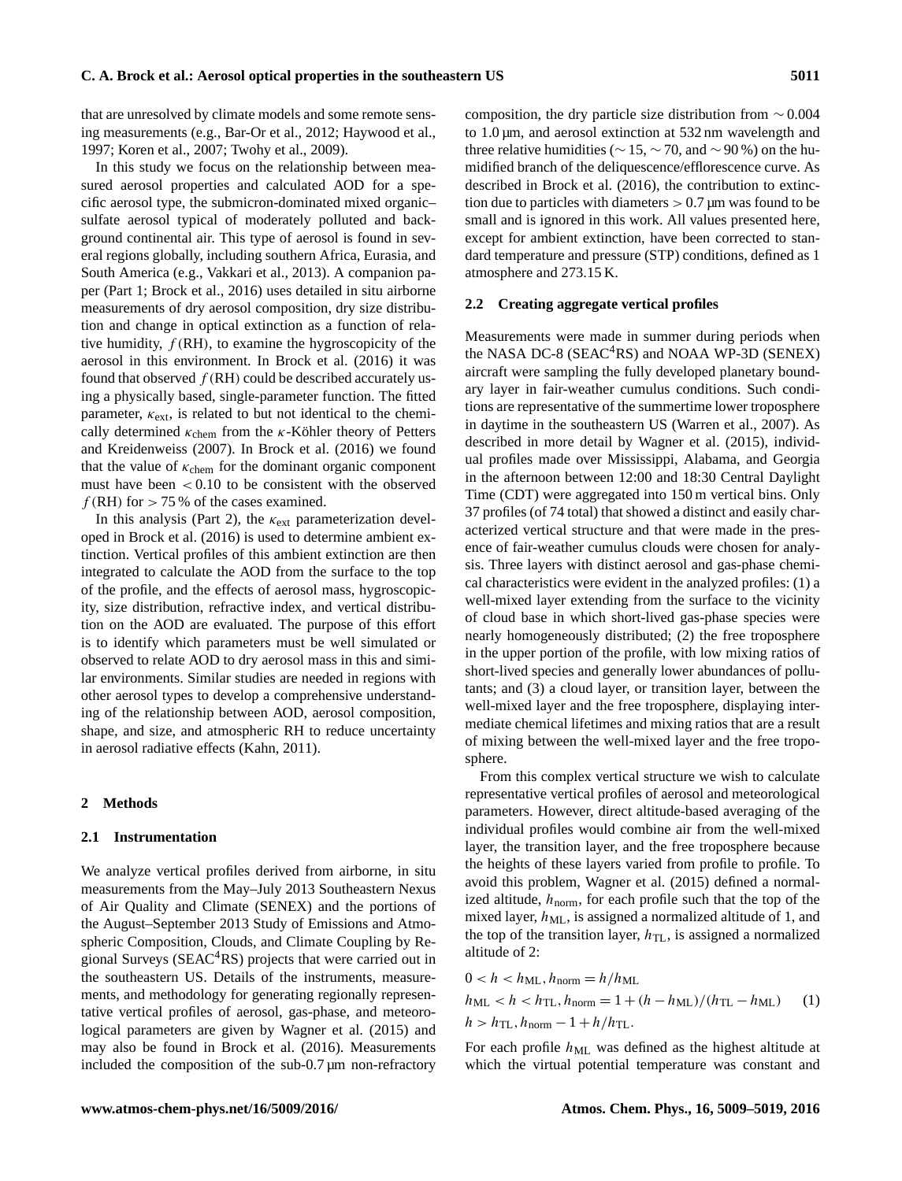that are unresolved by climate models and some remote sensing measurements (e.g., Bar-Or et al., 2012; Haywood et al., 1997; Koren et al., 2007; Twohy et al., 2009).

In this study we focus on the relationship between measured aerosol properties and calculated AOD for a specific aerosol type, the submicron-dominated mixed organic–sulfate aerosol typical of moderately polluted and background continental air. This type of aerosol is found in several regions globally, including southern Africa, Eurasia, and South America (e.g., Vakkari et al., 2013). A companion paper (Part 1; Brock et al., 2016) uses detailed in situ airborne measurements of dry aerosol composition, dry size distribution and change in optical extinction as a function of relative humidity, $f(\mathrm{RH})$, to examine the hygroscopicity of the aerosol in this environment. In Brock et al. (2016) it was found that observed $f(\mathrm{RH})$ could be described accurately using a physically based, single-parameter function. The fitted parameter, $\kappa_{\mathrm{ext}}$, is related to but not identical to the chemically determined $\kappa_{\mathrm{chem}}$ from the $\kappa$-Köhler theory of Petters and Kreidenweiss (2007). In Brock et al. (2016) we found that the value of $\kappa_{\mathrm{chem}}$ for the dominant organic component must have been $< 0.10$ to be consistent with the observed $f(\mathrm{RH})$ for $> 75\,\%$ of the cases examined.

In this analysis (Part 2), the $\kappa_{\mathrm{ext}}$ parameterization developed in Brock et al. (2016) is used to determine ambient extinction. Vertical profiles of this ambient extinction are then integrated to calculate the AOD from the surface to the top of the profile, and the effects of aerosol mass, hygroscopicity, size distribution, refractive index, and vertical distribution on the AOD are evaluated. The purpose of this effort is to identify which parameters must be well simulated or observed to relate AOD to dry aerosol mass in this and similar environments. Similar studies are needed in regions with other aerosol types to develop a comprehensive understanding of the relationship between AOD, aerosol composition, shape, and size, and atmospheric RH to reduce uncertainty in aerosol radiative effects (Kahn, 2011).

## 2 Methods

### 2.1 Instrumentation

We analyze vertical profiles derived from airborne, in situ measurements from the May–July 2013 Southeastern Nexus of Air Quality and Climate (SENEX) and the portions of the August–September 2013 Study of Emissions and Atmospheric Composition, Clouds, and Climate Coupling by Regional Surveys (SEAC$^4$RS) projects that were carried out in the southeastern US. Details of the instruments, measurements, and methodology for generating regionally representative vertical profiles of aerosol, gas-phase, and meteorological parameters are given by Wagner et al. (2015) and may also be found in Brock et al. (2016). Measurements included the composition of the sub-0.7 µm non-refractory composition, the dry particle size distribution from $\sim 0.004$ to 1.0 µm, and aerosol extinction at 532 nm wavelength and three relative humidities ($\sim 15$, $\sim 70$, and $\sim 90\,\%$) on the humidified branch of the deliquescence/efflorescence curve. As described in Brock et al. (2016), the contribution to extinction due to particles with diameters $> 0.7$ µm was found to be small and is ignored in this work. All values presented here, except for ambient extinction, have been corrected to standard temperature and pressure (STP) conditions, defined as 1 atmosphere and 273.15 K.

### 2.2 Creating aggregate vertical profiles

Measurements were made in summer during periods when the NASA DC-8 (SEAC$^4$RS) and NOAA WP-3D (SENEX) aircraft were sampling the fully developed planetary boundary layer in fair-weather cumulus conditions. Such conditions are representative of the summertime lower troposphere in daytime in the southeastern US (Warren et al., 2007). As described in more detail by Wagner et al. (2015), individual profiles made over Mississippi, Alabama, and Georgia in the afternoon between 12:00 and 18:30 Central Daylight Time (CDT) were aggregated into 150 m vertical bins. Only 37 profiles (of 74 total) that showed a distinct and easily characterized vertical structure and that were made in the presence of fair-weather cumulus clouds were chosen for analysis. Three layers with distinct aerosol and gas-phase chemical characteristics were evident in the analyzed profiles: (1) a well-mixed layer extending from the surface to the vicinity of cloud base in which short-lived gas-phase species were nearly homogeneously distributed; (2) the free troposphere in the upper portion of the profile, with low mixing ratios of short-lived species and generally lower abundances of pollutants; and (3) a cloud layer, or transition layer, between the well-mixed layer and the free troposphere, displaying intermediate chemical lifetimes and mixing ratios that are a result of mixing between the well-mixed layer and the free troposphere.

From this complex vertical structure we wish to calculate representative vertical profiles of aerosol and meteorological parameters. However, direct altitude-based averaging of the individual profiles would combine air from the well-mixed layer, the transition layer, and the free troposphere because the heights of these layers varied from profile to profile. To avoid this problem, Wagner et al. (2015) defined a normalized altitude, $h_{\mathrm{norm}}$, for each profile such that the top of the mixed layer, $h_{\mathrm{ML}}$, is assigned a normalized altitude of 1, and the top of the transition layer, $h_{\mathrm{TL}}$, is assigned a normalized altitude of 2:

$$
\begin{aligned}
&0 < h < h_{\mathrm{ML}}, h_{\mathrm{norm}} = h/h_{\mathrm{ML}} \\
&h_{\mathrm{ML}} < h < h_{\mathrm{TL}}, h_{\mathrm{norm}} = 1 + (h - h_{\mathrm{ML}})/(h_{\mathrm{TL}} - h_{\mathrm{ML}}) \qquad (1) \\
&h > h_{\mathrm{TL}}, h_{\mathrm{norm}} - 1 + h/h_{\mathrm{TL}}.
\end{aligned}
$$

For each profile $h_{\mathrm{ML}}$ was defined as the highest altitude at which the virtual potential temperature was constant and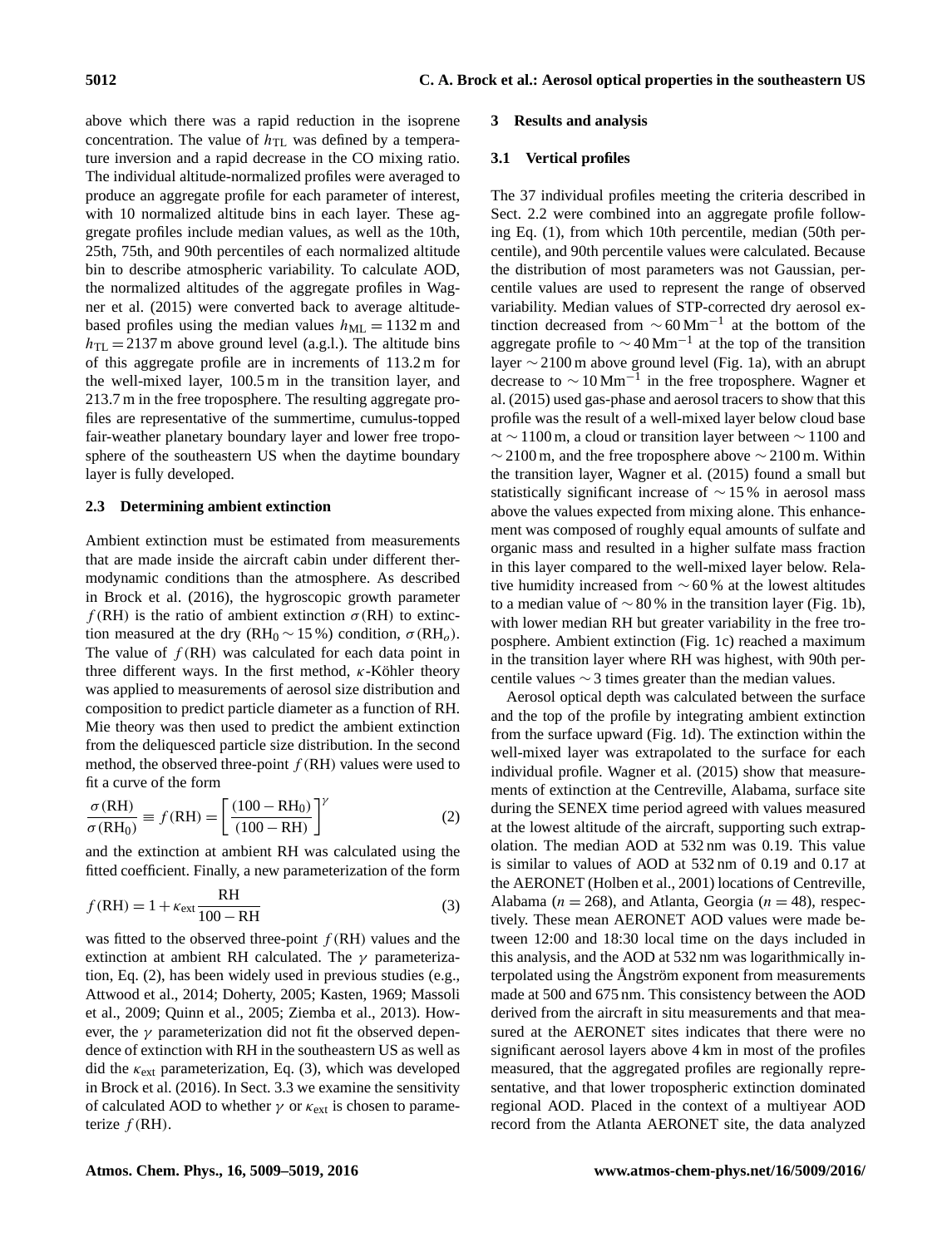above which there was a rapid reduction in the isoprene concentration. The value of $h_{TL}$ was defined by a temperature inversion and a rapid decrease in the CO mixing ratio. The individual altitude-normalized profiles were averaged to produce an aggregate profile for each parameter of interest, with 10 normalized altitude bins in each layer. These aggregate profiles include median values, as well as the 10th, 25th, 75th, and 90th percentiles of each normalized altitude bin to describe atmospheric variability. To calculate AOD, the normalized altitudes of the aggregate profiles in Wagner et al. (2015) were converted back to average altitude-based profiles using the median values $h_{ML} = 1132$ m and $h_{TL} = 2137$ m above ground level (a.g.l.). The altitude bins of this aggregate profile are in increments of 113.2 m for the well-mixed layer, 100.5 m in the transition layer, and 213.7 m in the free troposphere. The resulting aggregate profiles are representative of the summertime, cumulus-topped fair-weather planetary boundary layer and lower free troposphere of the southeastern US when the daytime boundary layer is fully developed.

### 2.3 Determining ambient extinction

Ambient extinction must be estimated from measurements that are made inside the aircraft cabin under different thermodynamic conditions than the atmosphere. As described in Brock et al. (2016), the hygroscopic growth parameter $f(\mathrm{RH})$ is the ratio of ambient extinction $\sigma(\mathrm{RH})$ to extinction measured at the dry ($\mathrm{RH}_0 \sim 15\,\%$) condition, $\sigma(\mathrm{RH}_o)$. The value of $f(\mathrm{RH})$ was calculated for each data point in three different ways. In the first method, $\kappa$-Köhler theory was applied to measurements of aerosol size distribution and composition to predict particle diameter as a function of RH. Mie theory was then used to predict the ambient extinction from the deliquesced particle size distribution. In the second method, the observed three-point $f(\mathrm{RH})$ values were used to fit a curve of the form

$$\frac{\sigma(\mathrm{RH})}{\sigma(\mathrm{RH}_0)} \equiv f(\mathrm{RH}) = \left[\frac{(100-\mathrm{RH}_0)}{(100-\mathrm{RH})}\right]^{\gamma} \quad (2)$$

and the extinction at ambient RH was calculated using the fitted coefficient. Finally, a new parameterization of the form

$$f(\mathrm{RH}) = 1 + \kappa_{\mathrm{ext}} \frac{\mathrm{RH}}{100-\mathrm{RH}} \quad (3)$$

was fitted to the observed three-point $f(\mathrm{RH})$ values and the extinction at ambient RH calculated. The $\gamma$ parameterization, Eq. (2), has been widely used in previous studies (e.g., Attwood et al., 2014; Doherty, 2005; Kasten, 1969; Massoli et al., 2009; Quinn et al., 2005; Ziemba et al., 2013). However, the $\gamma$ parameterization did not fit the observed dependence of extinction with RH in the southeastern US as well as did the $\kappa_{\mathrm{ext}}$ parameterization, Eq. (3), which was developed in Brock et al. (2016). In Sect. 3.3 we examine the sensitivity of calculated AOD to whether $\gamma$ or $\kappa_{\mathrm{ext}}$ is chosen to parameterize $f(\mathrm{RH})$.

## 3 Results and analysis

### 3.1 Vertical profiles

The 37 individual profiles meeting the criteria described in Sect. 2.2 were combined into an aggregate profile following Eq. (1), from which 10th percentile, median (50th percentile), and 90th percentile values were calculated. Because the distribution of most parameters was not Gaussian, percentile values are used to represent the range of observed variability. Median values of STP-corrected dry aerosol extinction decreased from $\sim 60\,\mathrm{Mm}^{-1}$ at the bottom of the aggregate profile to $\sim 40\,\mathrm{Mm}^{-1}$ at the top of the transition layer $\sim 2100$ m above ground level (Fig. 1a), with an abrupt decrease to $\sim 10\,\mathrm{Mm}^{-1}$ in the free troposphere. Wagner et al. (2015) used gas-phase and aerosol tracers to show that this profile was the result of a well-mixed layer below cloud base at $\sim 1100$ m, a cloud or transition layer between $\sim 1100$ and $\sim 2100$ m, and the free troposphere above $\sim 2100$ m. Within the transition layer, Wagner et al. (2015) found a small but statistically significant increase of $\sim 15\,\%$ in aerosol mass above the values expected from mixing alone. This enhancement was composed of roughly equal amounts of sulfate and organic mass and resulted in a higher sulfate mass fraction in this layer compared to the well-mixed layer below. Relative humidity increased from $\sim 60\,\%$ at the lowest altitudes to a median value of $\sim 80\,\%$ in the transition layer (Fig. 1b), with lower median RH but greater variability in the free troposphere. Ambient extinction (Fig. 1c) reached a maximum in the transition layer where RH was highest, with 90th percentile values $\sim 3$ times greater than the median values.

Aerosol optical depth was calculated between the surface and the top of the profile by integrating ambient extinction from the surface upward (Fig. 1d). The extinction within the well-mixed layer was extrapolated to the surface for each individual profile. Wagner et al. (2015) show that measurements of extinction at the Centreville, Alabama, surface site during the SENEX time period agreed with values measured at the lowest altitude of the aircraft, supporting such extrapolation. The median AOD at 532 nm was 0.19. This value is similar to values of AOD at 532 nm of 0.19 and 0.17 at the AERONET (Holben et al., 2001) locations of Centreville, Alabama ($n = 268$), and Atlanta, Georgia ($n = 48$), respectively. These mean AERONET AOD values were made between 12:00 and 18:30 local time on the days included in this analysis, and the AOD at 532 nm was logarithmically interpolated using the Ångström exponent from measurements made at 500 and 675 nm. This consistency between the AOD derived from the aircraft in situ measurements and that measured at the AERONET sites indicates that there were no significant aerosol layers above 4 km in most of the profiles measured, that the aggregated profiles are regionally representative, and that lower tropospheric extinction dominated regional AOD. Placed in the context of a multiyear AOD record from the Atlanta AERONET site, the data analyzed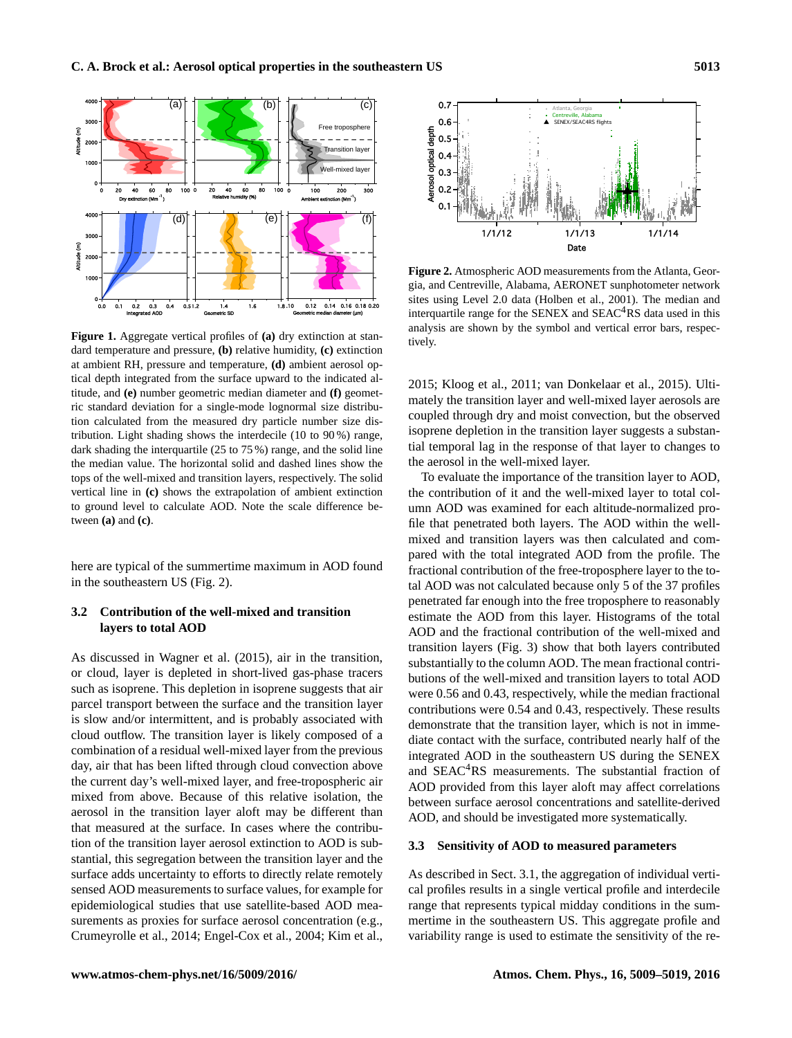**Figure 1.** Aggregate vertical profiles of **(a)** dry extinction at standard temperature and pressure, **(b)** relative humidity, **(c)** extinction at ambient RH, pressure and temperature, **(d)** ambient aerosol optical depth integrated from the surface upward to the indicated altitude, and **(e)** number geometric median diameter and **(f)** geometric standard deviation for a single-mode lognormal size distribution calculated from the measured dry particle number size distribution. Light shading shows the interdecile (10 to 90 %) range, dark shading the interquartile (25 to 75 %) range, and the solid line the median value. The horizontal solid and dashed lines show the tops of the well-mixed and transition layers, respectively. The solid vertical line in **(c)** shows the extrapolation of ambient extinction to ground level to calculate AOD. Note the scale difference between **(a)** and **(c)**.

here are typical of the summertime maximum in AOD found in the southeastern US (Fig. 2).

### 3.2 Contribution of the well-mixed and transition layers to total AOD

As discussed in Wagner et al. (2015), air in the transition, or cloud, layer is depleted in short-lived gas-phase tracers such as isoprene. This depletion in isoprene suggests that air parcel transport between the surface and the transition layer is slow and/or intermittent, and is probably associated with cloud outflow. The transition layer is likely composed of a combination of a residual well-mixed layer from the previous day, air that has been lifted through cloud convection above the current day's well-mixed layer, and free-tropospheric air mixed from above. Because of this relative isolation, the aerosol in the transition layer aloft may be different than that measured at the surface. In cases where the contribution of the transition layer aerosol extinction to AOD is substantial, this segregation between the transition layer and the surface adds uncertainty to efforts to directly relate remotely sensed AOD measurements to surface values, for example for epidemiological studies that use satellite-based AOD measurements as proxies for surface aerosol concentration (e.g., Crumeyrolle et al., 2014; Engel-Cox et al., 2004; Kim et al., 2015; Kloog et al., 2011; van Donkelaar et al., 2015). Ultimately the transition layer and well-mixed layer aerosols are coupled through dry and moist convection, but the observed isoprene depletion in the transition layer suggests a substantial temporal lag in the response of that layer to changes to the aerosol in the well-mixed layer.

**Figure 2.** Atmospheric AOD measurements from the Atlanta, Georgia, and Centreville, Alabama, AERONET sunphotometer network sites using Level 2.0 data (Holben et al., 2001). The median and interquartile range for the SENEX and SEAC[4]RS data used in this analysis are shown by the symbol and vertical error bars, respectively.

To evaluate the importance of the transition layer to AOD, the contribution of it and the well-mixed layer to total column AOD was examined for each altitude-normalized profile that penetrated both layers. The AOD within the well-mixed and transition layers was then calculated and compared with the total integrated AOD from the profile. The fractional contribution of the free-troposphere layer to the total AOD was not calculated because only 5 of the 37 profiles penetrated far enough into the free troposphere to reasonably estimate the AOD from this layer. Histograms of the total AOD and the fractional contribution of the well-mixed and transition layers (Fig. 3) show that both layers contributed substantially to the column AOD. The mean fractional contributions of the well-mixed and transition layers to total AOD were 0.56 and 0.43, respectively, while the median fractional contributions were 0.54 and 0.43, respectively. These results demonstrate that the transition layer, which is not in immediate contact with the surface, contributed nearly half of the integrated AOD in the southeastern US during the SENEX and SEAC[4]RS measurements. The substantial fraction of AOD provided from this layer aloft may affect correlations between surface aerosol concentrations and satellite-derived AOD, and should be investigated more systematically.

### 3.3 Sensitivity of AOD to measured parameters

As described in Sect. 3.1, the aggregation of individual vertical profiles results in a single vertical profile and interdecile range that represents typical midday conditions in the summertime in the southeastern US. This aggregate profile and variability range is used to estimate the sensitivity of the re-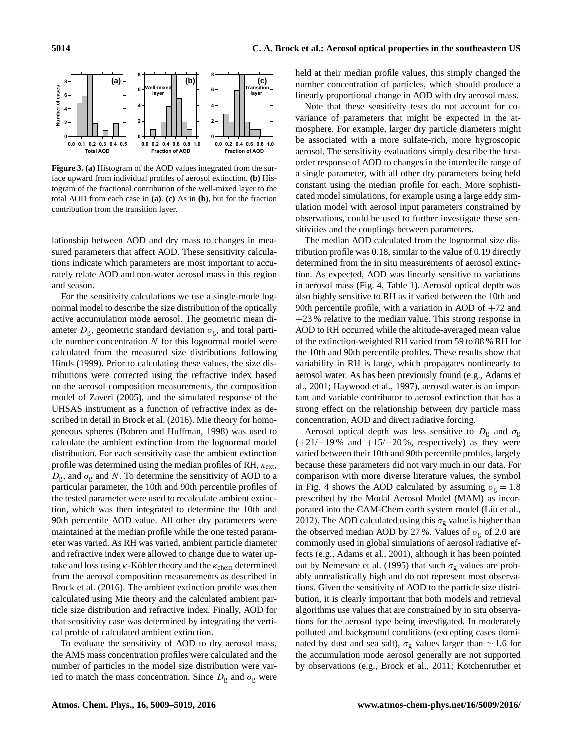**Figure 3. (a)** Histogram of the AOD values integrated from the surface upward from individual profiles of aerosol extinction. **(b)** Histogram of the fractional contribution of the well-mixed layer to the total AOD from each case in **(a)**. **(c)** As in **(b)**, but for the fraction contribution from the transition layer.

lationship between AOD and dry mass to changes in measured parameters that affect AOD. These sensitivity calculations indicate which parameters are most important to accurately relate AOD and non-water aerosol mass in this region and season.

For the sensitivity calculations we use a single-mode lognormal model to describe the size distribution of the optically active accumulation mode aerosol. The geometric mean diameter $D_g$, geometric standard deviation $\sigma_g$, and total particle number concentration $N$ for this lognormal model were calculated from the measured size distributions following Hinds (1999). Prior to calculating these values, the size distributions were corrected using the refractive index based on the aerosol composition measurements, the composition model of Zaveri (2005), and the simulated response of the UHSAS instrument as a function of refractive index as described in detail in Brock et al. (2016). Mie theory for homogeneous spheres (Bohren and Huffman, 1998) was used to calculate the ambient extinction from the lognormal model distribution. For each sensitivity case the ambient extinction profile was determined using the median profiles of RH, $\kappa_{ext}$, $D_g$, and $\sigma_g$ and $N$. To determine the sensitivity of AOD to a particular parameter, the 10th and 90th percentile profiles of the tested parameter were used to recalculate ambient extinction, which was then integrated to determine the 10th and 90th percentile AOD value. All other dry parameters were maintained at the median profile while the one tested parameter was varied. As RH was varied, ambient particle diameter and refractive index were allowed to change due to water uptake and loss using $\kappa$-Köhler theory and the $\kappa_{chem}$ determined from the aerosol composition measurements as described in Brock et al. (2016). The ambient extinction profile was then calculated using Mie theory and the calculated ambient particle size distribution and refractive index. Finally, AOD for that sensitivity case was determined by integrating the vertical profile of calculated ambient extinction.

To evaluate the sensitivity of AOD to dry aerosol mass, the AMS mass concentration profiles were calculated and the number of particles in the model size distribution were varied to match the mass concentration. Since $D_g$ and $\sigma_g$ were held at their median profile values, this simply changed the number concentration of particles, which should produce a linearly proportional change in AOD with dry aerosol mass.

Note that these sensitivity tests do not account for covariance of parameters that might be expected in the atmosphere. For example, larger dry particle diameters might be associated with a more sulfate-rich, more hygroscopic aerosol. The sensitivity evaluations simply describe the first-order response of AOD to changes in the interdecile range of a single parameter, with all other dry parameters being held constant using the median profile for each. More sophisticated model simulations, for example using a large eddy simulation model with aerosol input parameters constrained by observations, could be used to further investigate these sensitivities and the couplings between parameters.

The median AOD calculated from the lognormal size distribution profile was 0.18, similar to the value of 0.19 directly determined from the in situ measurements of aerosol extinction. As expected, AOD was linearly sensitive to variations in aerosol mass (Fig. 4, Table 1). Aerosol optical depth was also highly sensitive to RH as it varied between the 10th and 90th percentile profile, with a variation in AOD of $+72$ and $-23$ % relative to the median value. This strong response in AOD to RH occurred while the altitude-averaged mean value of the extinction-weighted RH varied from 59 to 88 % RH for the 10th and 90th percentile profiles. These results show that variability in RH is large, which propagates nonlinearly to aerosol water. As has been previously found (e.g., Adams et al., 2001; Haywood et al., 1997), aerosol water is an important and variable contributor to aerosol extinction that has a strong effect on the relationship between dry particle mass concentration, AOD and direct radiative forcing.

Aerosol optical depth was less sensitive to $D_g$ and $\sigma_g$ ($+21/-19$ % and $+15/-20$ %, respectively) as they were varied between their 10th and 90th percentile profiles, largely because these parameters did not vary much in our data. For comparison with more diverse literature values, the symbol in Fig. 4 shows the AOD calculated by assuming $\sigma_g = 1.8$ prescribed by the Modal Aerosol Model (MAM) as incorporated into the CAM-Chem earth system model (Liu et al., 2012). The AOD calculated using this $\sigma_g$ value is higher than the observed median AOD by 27 %. Values of $\sigma_g$ of 2.0 are commonly used in global simulations of aerosol radiative effects (e.g., Adams et al., 2001), although it has been pointed out by Nemesure et al. (1995) that such $\sigma_g$ values are probably unrealistically high and do not represent most observations. Given the sensitivity of AOD to the particle size distribution, it is clearly important that both models and retrieval algorithms use values that are constrained by in situ observations for the aerosol type being investigated. In moderately polluted and background conditions (excepting cases dominated by dust and sea salt), $\sigma_g$ values larger than $\sim 1.6$ for the accumulation mode aerosol generally are not supported by observations (e.g., Brock et al., 2011; Kotchenruther et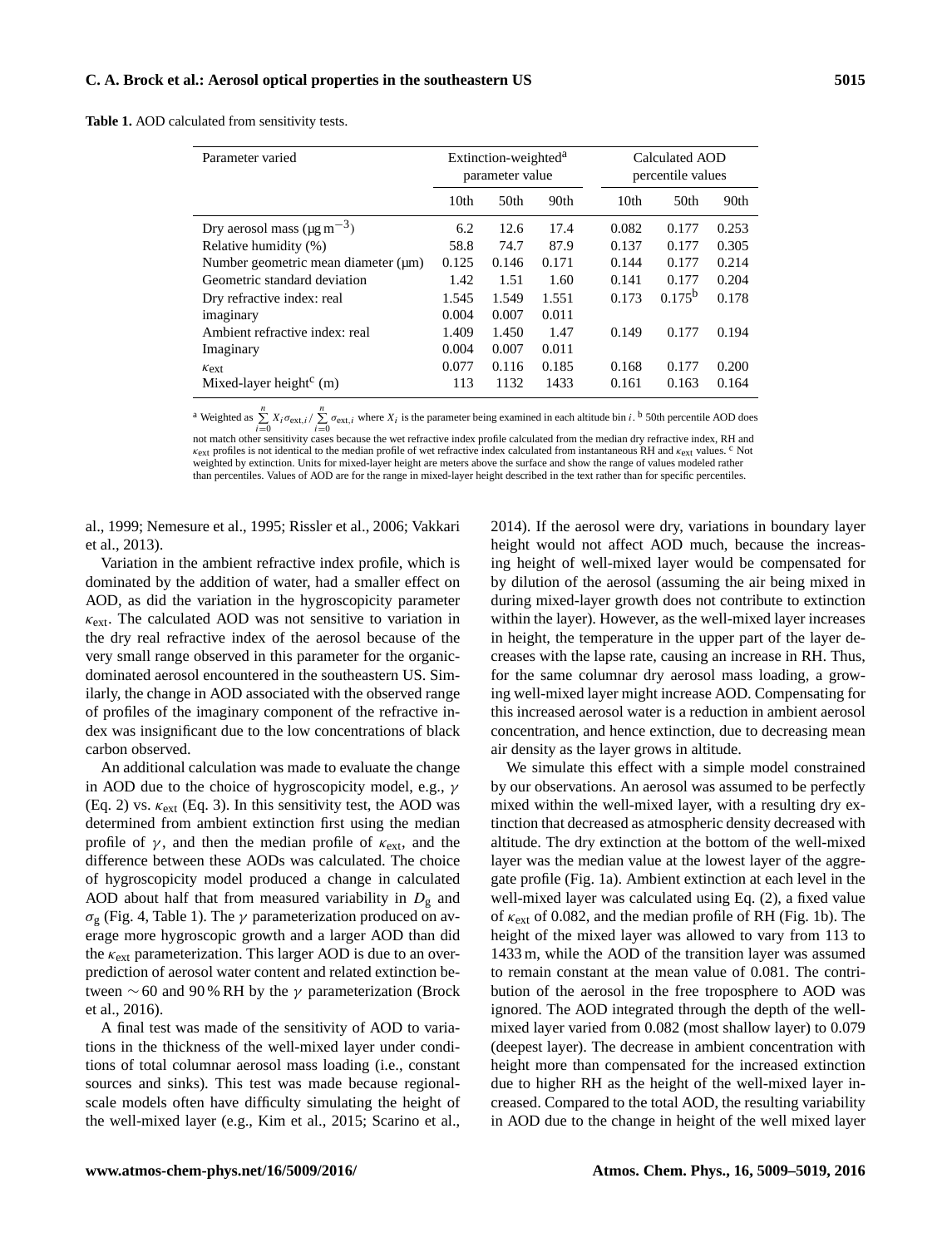**Table 1.** AOD calculated from sensitivity tests.

| Parameter varied | Extinction-weighted[a] parameter value | | | Calculated AOD percentile values | | |
|---|---|---|---|---|---|---|
| | 10th | 50th | 90th | 10th | 50th | 90th |
| Dry aerosol mass ($\mu g\,m^{-3}$) | 6.2 | 12.6 | 17.4 | 0.082 | 0.177 | 0.253 |
| Relative humidity (%) | 58.8 | 74.7 | 87.9 | 0.137 | 0.177 | 0.305 |
| Number geometric mean diameter (µm) | 0.125 | 0.146 | 0.171 | 0.144 | 0.177 | 0.214 |
| Geometric standard deviation | 1.42 | 1.51 | 1.60 | 0.141 | 0.177 | 0.204 |
| Dry refractive index: real | 1.545 | 1.549 | 1.551 | 0.173 | 0.175[b] | 0.178 |
| imaginary | 0.004 | 0.007 | 0.011 | | | |
| Ambient refractive index: real | 1.409 | 1.450 | 1.47 | 0.149 | 0.177 | 0.194 |
| Imaginary | 0.004 | 0.007 | 0.011 | | | |
| $\kappa_{ext}$ | 0.077 | 0.116 | 0.185 | 0.168 | 0.177 | 0.200 |
| Mixed-layer height[c] (m) | 113 | 1132 | 1433 | 0.161 | 0.163 | 0.164 |

[a] Weighted as $\sum_{i=0}^{n} X_i \sigma_{ext,i} / \sum_{i=0}^{n} \sigma_{ext,i}$ where $X_i$ is the parameter being examined in each altitude bin $i$. [b] 50th percentile AOD does not match other sensitivity cases because the wet refractive index profile calculated from the median dry refractive index, RH and $\kappa_{ext}$ profiles is not identical to the median profile of wet refractive index calculated from instantaneous RH and $\kappa_{ext}$ values. [c] Not weighted by extinction. Units for mixed-layer height are meters above the surface and show the range of values modeled rather than percentiles. Values of AOD are for the range in mixed-layer height described in the text rather than for specific percentiles.

al., 1999; Nemesure et al., 1995; Rissler et al., 2006; Vakkari et al., 2013).

Variation in the ambient refractive index profile, which is dominated by the addition of water, had a smaller effect on AOD, as did the variation in the hygroscopicity parameter $\kappa_{ext}$. The calculated AOD was not sensitive to variation in the dry real refractive index of the aerosol because of the very small range observed in this parameter for the organic-dominated aerosol encountered in the southeastern US. Similarly, the change in AOD associated with the observed range of profiles of the imaginary component of the refractive index was insignificant due to the low concentrations of black carbon observed.

An additional calculation was made to evaluate the change in AOD due to the choice of hygroscopicity model, e.g., $\gamma$ (Eq. 2) vs. $\kappa_{ext}$ (Eq. 3). In this sensitivity test, the AOD was determined from ambient extinction first using the median profile of $\gamma$, and then the median profile of $\kappa_{ext}$, and the difference between these AODs was calculated. The choice of hygroscopicity model produced a change in calculated AOD about half that from measured variability in $D_g$ and $\sigma_g$ (Fig. 4, Table 1). The $\gamma$ parameterization produced on average more hygroscopic growth and a larger AOD than did the $\kappa_{ext}$ parameterization. This larger AOD is due to an overprediction of aerosol water content and related extinction between $\sim 60$ and 90 % RH by the $\gamma$ parameterization (Brock et al., 2016).

A final test was made of the sensitivity of AOD to variations in the thickness of the well-mixed layer under conditions of total columnar aerosol mass loading (i.e., constant sources and sinks). This test was made because regional-scale models often have difficulty simulating the height of the well-mixed layer (e.g., Kim et al., 2015; Scarino et al., 2014). If the aerosol were dry, variations in boundary layer height would not affect AOD much, because the increasing height of well-mixed layer would be compensated for by dilution of the aerosol (assuming the air being mixed in during mixed-layer growth does not contribute to extinction within the layer). However, as the well-mixed layer increases in height, the temperature in the upper part of the layer decreases with the lapse rate, causing an increase in RH. Thus, for the same columnar dry aerosol mass loading, a growing well-mixed layer might increase AOD. Compensating for this increased aerosol water is a reduction in ambient aerosol concentration, and hence extinction, due to decreasing mean air density as the layer grows in altitude.

We simulate this effect with a simple model constrained by our observations. An aerosol was assumed to be perfectly mixed within the well-mixed layer, with a resulting dry extinction that decreased as atmospheric density decreased with altitude. The dry extinction at the bottom of the well-mixed layer was the median value at the lowest layer of the aggregate profile (Fig. 1a). Ambient extinction at each level in the well-mixed layer was calculated using Eq. (2), a fixed value of $\kappa_{ext}$ of 0.082, and the median profile of RH (Fig. 1b). The height of the mixed layer was allowed to vary from 113 to 1433 m, while the AOD of the transition layer was assumed to remain constant at the mean value of 0.081. The contribution of the aerosol in the free troposphere to AOD was ignored. The AOD integrated through the depth of the well-mixed layer varied from 0.082 (most shallow layer) to 0.079 (deepest layer). The decrease in ambient concentration with height more than compensated for the increased extinction due to higher RH as the height of the well-mixed layer increased. Compared to the total AOD, the resulting variability in AOD due to the change in height of the well mixed layer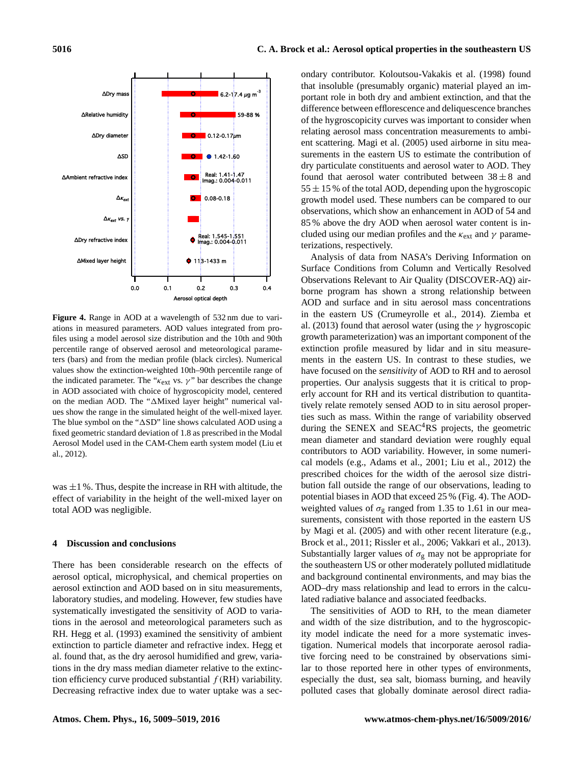**Figure 4.** Range in AOD at a wavelength of 532 nm due to variations in measured parameters. AOD values integrated from profiles using a model aerosol size distribution and the 10th and 90th percentile range of observed aerosol and meteorological parameters (bars) and from the median profile (black circles). Numerical values show the extinction-weighted 10th–90th percentile range of the indicated parameter. The "$\kappa_{ext}$ vs. $\gamma$" bar describes the change in AOD associated with choice of hygroscopicity model, centered on the median AOD. The "ΔMixed layer height" numerical values show the range in the simulated height of the well-mixed layer. The blue symbol on the "ΔSD" line shows calculated AOD using a fixed geometric standard deviation of 1.8 as prescribed in the Modal Aerosol Model used in the CAM-Chem earth system model (Liu et al., 2012).

was ±1 %. Thus, despite the increase in RH with altitude, the effect of variability in the height of the well-mixed layer on total AOD was negligible.

## 4 Discussion and conclusions

There has been considerable research on the effects of aerosol optical, microphysical, and chemical properties on aerosol extinction and AOD based on in situ measurements, laboratory studies, and modeling. However, few studies have systematically investigated the sensitivity of AOD to variations in the aerosol and meteorological parameters such as RH. Hegg et al. (1993) examined the sensitivity of ambient extinction to particle diameter and refractive index. Hegg et al. found that, as the dry aerosol humidified and grew, variations in the dry mass median diameter relative to the extinction efficiency curve produced substantial $f(\mathrm{RH})$ variability. Decreasing refractive index due to water uptake was a secondary contributor. Koloutsou-Vakakis et al. (1998) found that insoluble (presumably organic) material played an important role in both dry and ambient extinction, and that the difference between efflorescence and deliquescence branches of the hygroscopicity curves was important to consider when relating aerosol mass concentration measurements to ambient scattering. Magi et al. (2005) used airborne in situ measurements in the eastern US to estimate the contribution of dry particulate constituents and aerosol water to AOD. They found that aerosol water contributed between $38 \pm 8$ and $55 \pm 15$ % of the total AOD, depending upon the hygroscopic growth model used. These numbers can be compared to our observations, which show an enhancement in AOD of 54 and 85 % above the dry AOD when aerosol water content is included using our median profiles and the $\kappa_{ext}$ and $\gamma$ parameterizations, respectively.

Analysis of data from NASA's Deriving Information on Surface Conditions from Column and Vertically Resolved Observations Relevant to Air Quality (DISCOVER-AQ) airborne program has shown a strong relationship between AOD and surface and in situ aerosol mass concentrations in the eastern US (Crumeyrolle et al., 2014). Ziemba et al. (2013) found that aerosol water (using the $\gamma$ hygroscopic growth parameterization) was an important component of the extinction profile measured by lidar and in situ measurements in the eastern US. In contrast to these studies, we have focused on the *sensitivity* of AOD to RH and to aerosol properties. Our analysis suggests that it is critical to properly account for RH and its vertical distribution to quantitatively relate remotely sensed AOD to in situ aerosol properties such as mass. Within the range of variability observed during the SENEX and SEAC$^4$RS projects, the geometric mean diameter and standard deviation were roughly equal contributors to AOD variability. However, in some numerical models (e.g., Adams et al., 2001; Liu et al., 2012) the prescribed choices for the width of the aerosol size distribution fall outside the range of our observations, leading to potential biases in AOD that exceed 25 % (Fig. 4). The AOD-weighted values of $\sigma_g$ ranged from 1.35 to 1.61 in our measurements, consistent with those reported in the eastern US by Magi et al. (2005) and with other recent literature (e.g., Brock et al., 2011; Rissler et al., 2006; Vakkari et al., 2013). Substantially larger values of $\sigma_g$ may not be appropriate for the southeastern US or other moderately polluted midlatitude and background continental environments, and may bias the AOD–dry mass relationship and lead to errors in the calculated radiative balance and associated feedbacks.

The sensitivities of AOD to RH, to the mean diameter and width of the size distribution, and to the hygroscopicity model indicate the need for a more systematic investigation. Numerical models that incorporate aerosol radiative forcing need to be constrained by observations similar to those reported here in other types of environments, especially the dust, sea salt, biomass burning, and heavily polluted cases that globally dominate aerosol direct radia-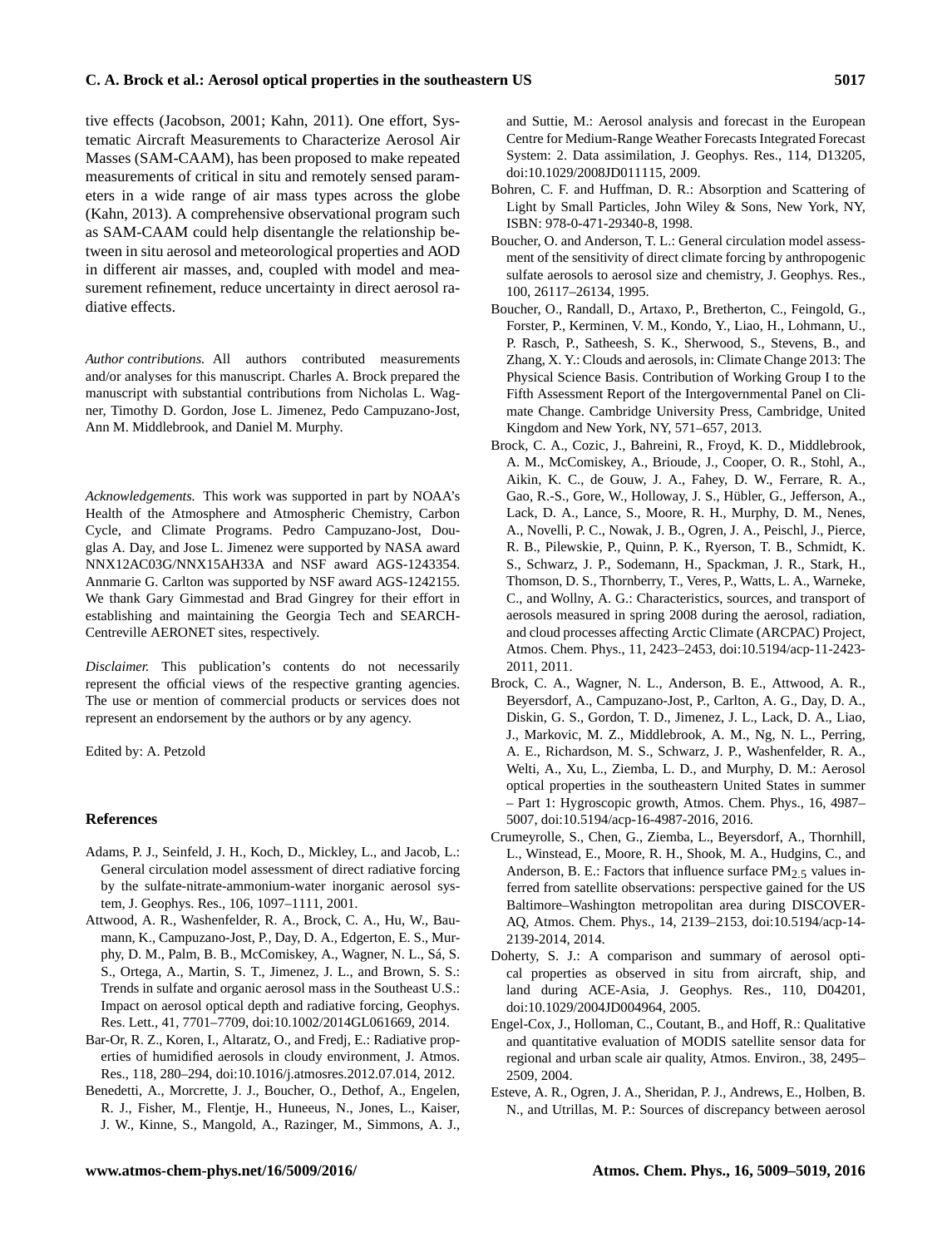tive effects (Jacobson, 2001; Kahn, 2011). One effort, Systematic Aircraft Measurements to Characterize Aerosol Air Masses (SAM-CAAM), has been proposed to make repeated measurements of critical in situ and remotely sensed parameters in a wide range of air mass types across the globe (Kahn, 2013). A comprehensive observational program such as SAM-CAAM could help disentangle the relationship between in situ aerosol and meteorological properties and AOD in different air masses, and, coupled with model and measurement refinement, reduce uncertainty in direct aerosol radiative effects.

*Author contributions.* All authors contributed measurements and/or analyses for this manuscript. Charles A. Brock prepared the manuscript with substantial contributions from Nicholas L. Wagner, Timothy D. Gordon, Jose L. Jimenez, Pedo Campuzano-Jost, Ann M. Middlebrook, and Daniel M. Murphy.

*Acknowledgements.* This work was supported in part by NOAA's Health of the Atmosphere and Atmospheric Chemistry, Carbon Cycle, and Climate Programs. Pedro Campuzano-Jost, Douglas A. Day, and Jose L. Jimenez were supported by NASA award NNX12AC03G/NNX15AH33A and NSF award AGS-1243354. Annmarie G. Carlton was supported by NSF award AGS-1242155. We thank Gary Gimmestad and Brad Gingrey for their effort in establishing and maintaining the Georgia Tech and SEARCH-Centreville AERONET sites, respectively.

*Disclaimer.* This publication's contents do not necessarily represent the official views of the respective granting agencies. The use or mention of commercial products or services does not represent an endorsement by the authors or by any agency.

Edited by: A. Petzold

## References

Adams, P. J., Seinfeld, J. H., Koch, D., Mickley, L., and Jacob, L.: General circulation model assessment of direct radiative forcing by the sulfate-nitrate-ammonium-water inorganic aerosol system, J. Geophys. Res., 106, 1097–1111, 2001.

Attwood, A. R., Washenfelder, R. A., Brock, C. A., Hu, W., Baumann, K., Campuzano-Jost, P., Day, D. A., Edgerton, E. S., Murphy, D. M., Palm, B. B., McComiskey, A., Wagner, N. L., Sá, S. S., Ortega, A., Martin, S. T., Jimenez, J. L., and Brown, S. S.: Trends in sulfate and organic aerosol mass in the Southeast U.S.: Impact on aerosol optical depth and radiative forcing, Geophys. Res. Lett., 41, 7701–7709, doi:10.1002/2014GL061669, 2014.

Bar-Or, R. Z., Koren, I., Altaratz, O., and Fredj, E.: Radiative properties of humidified aerosols in cloudy environment, J. Atmos. Res., 118, 280–294, doi:10.1016/j.atmosres.2012.07.014, 2012.

Benedetti, A., Morcrette, J. J., Boucher, O., Dethof, A., Engelen, R. J., Fisher, M., Flentje, H., Huneeus, N., Jones, L., Kaiser, J. W., Kinne, S., Mangold, A., Razinger, M., Simmons, A. J., and Suttie, M.: Aerosol analysis and forecast in the European Centre for Medium-Range Weather Forecasts Integrated Forecast System: 2. Data assimilation, J. Geophys. Res., 114, D13205, doi:10.1029/2008JD011115, 2009.

Bohren, C. F. and Huffman, D. R.: Absorption and Scattering of Light by Small Particles, John Wiley & Sons, New York, NY, ISBN: 978-0-471-29340-8, 1998.

Boucher, O. and Anderson, T. L.: General circulation model assessment of the sensitivity of direct climate forcing by anthropogenic sulfate aerosols to aerosol size and chemistry, J. Geophys. Res., 100, 26117–26134, 1995.

Boucher, O., Randall, D., Artaxo, P., Bretherton, C., Feingold, G., Forster, P., Kerminen, V. M., Kondo, Y., Liao, H., Lohmann, U., P. Rasch, P., Satheesh, S. K., Sherwood, S., Stevens, B., and Zhang, X. Y.: Clouds and aerosols, in: Climate Change 2013: The Physical Science Basis. Contribution of Working Group I to the Fifth Assessment Report of the Intergovernmental Panel on Climate Change. Cambridge University Press, Cambridge, United Kingdom and New York, NY, 571–657, 2013.

Brock, C. A., Cozic, J., Bahreini, R., Froyd, K. D., Middlebrook, A. M., McComiskey, A., Brioude, J., Cooper, O. R., Stohl, A., Aikin, K. C., de Gouw, J. A., Fahey, D. W., Ferrare, R. A., Gao, R.-S., Gore, W., Holloway, J. S., Hübler, G., Jefferson, A., Lack, D. A., Lance, S., Moore, R. H., Murphy, D. M., Nenes, A., Novelli, P. C., Nowak, J. B., Ogren, J. A., Peischl, J., Pierce, R. B., Pilewskie, P., Quinn, P. K., Ryerson, T. B., Schmidt, K. S., Schwarz, J. P., Sodemann, H., Spackman, J. R., Stark, H., Thomson, D. S., Thornberry, T., Veres, P., Watts, L. A., Warneke, C., and Wollny, A. G.: Characteristics, sources, and transport of aerosols measured in spring 2008 during the aerosol, radiation, and cloud processes affecting Arctic Climate (ARCPAC) Project, Atmos. Chem. Phys., 11, 2423–2453, doi:10.5194/acp-11-2423-2011, 2011.

Brock, C. A., Wagner, N. L., Anderson, B. E., Attwood, A. R., Beyersdorf, A., Campuzano-Jost, P., Carlton, A. G., Day, D. A., Diskin, G. S., Gordon, T. D., Jimenez, J. L., Lack, D. A., Liao, J., Markovic, M. Z., Middlebrook, A. M., Ng, N. L., Perring, A. E., Richardson, M. S., Schwarz, J. P., Washenfelder, R. A., Welti, A., Xu, L., Ziemba, L. D., and Murphy, D. M.: Aerosol optical properties in the southeastern United States in summer – Part 1: Hygroscopic growth, Atmos. Chem. Phys., 16, 4987–5007, doi:10.5194/acp-16-4987-2016, 2016.

Crumeyrolle, S., Chen, G., Ziemba, L., Beyersdorf, A., Thornhill, L., Winstead, E., Moore, R. H., Shook, M. A., Hudgins, C., and Anderson, B. E.: Factors that influence surface $PM_{2.5}$ values inferred from satellite observations: perspective gained for the US Baltimore–Washington metropolitan area during DISCOVER-AQ, Atmos. Chem. Phys., 14, 2139–2153, doi:10.5194/acp-14-2139-2014, 2014.

Doherty, S. J.: A comparison and summary of aerosol optical properties as observed in situ from aircraft, ship, and land during ACE-Asia, J. Geophys. Res., 110, D04201, doi:10.1029/2004JD004964, 2005.

Engel-Cox, J., Holloman, C., Coutant, B., and Hoff, R.: Qualitative and quantitative evaluation of MODIS satellite sensor data for regional and urban scale air quality, Atmos. Environ., 38, 2495–2509, 2004.

Esteve, A. R., Ogren, J. A., Sheridan, P. J., Andrews, E., Holben, B. N., and Utrillas, M. P.: Sources of discrepancy between aerosol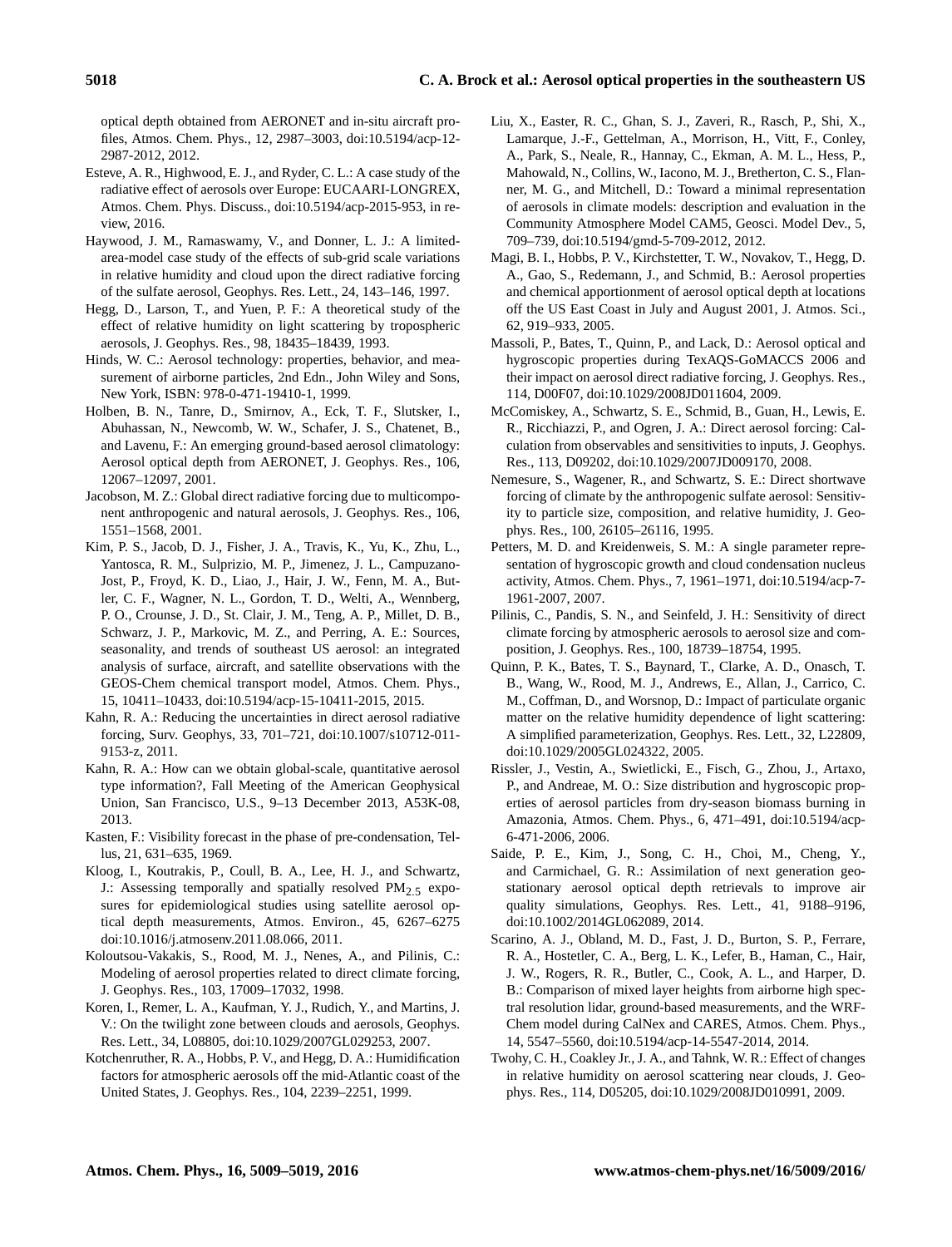optical depth obtained from AERONET and in-situ aircraft profiles, Atmos. Chem. Phys., 12, 2987–3003, doi:10.5194/acp-12-2987-2012, 2012.

Esteve, A. R., Highwood, E. J., and Ryder, C. L.: A case study of the radiative effect of aerosols over Europe: EUCAARI-LONGREX, Atmos. Chem. Phys. Discuss., doi:10.5194/acp-2015-953, in review, 2016.

Haywood, J. M., Ramaswamy, V., and Donner, L. J.: A limited-area-model case study of the effects of sub-grid scale variations in relative humidity and cloud upon the direct radiative forcing of the sulfate aerosol, Geophys. Res. Lett., 24, 143–146, 1997.

Hegg, D., Larson, T., and Yuen, P. F.: A theoretical study of the effect of relative humidity on light scattering by tropospheric aerosols, J. Geophys. Res., 98, 18435–18439, 1993.

Hinds, W. C.: Aerosol technology: properties, behavior, and measurement of airborne particles, 2nd Edn., John Wiley and Sons, New York, ISBN: 978-0-471-19410-1, 1999.

Holben, B. N., Tanre, D., Smirnov, A., Eck, T. F., Slutsker, I., Abuhassan, N., Newcomb, W. W., Schafer, J. S., Chatenet, B., and Lavenu, F.: An emerging ground-based aerosol climatology: Aerosol optical depth from AERONET, J. Geophys. Res., 106, 12067–12097, 2001.

Jacobson, M. Z.: Global direct radiative forcing due to multicomponent anthropogenic and natural aerosols, J. Geophys. Res., 106, 1551–1568, 2001.

Kim, P. S., Jacob, D. J., Fisher, J. A., Travis, K., Yu, K., Zhu, L., Yantosca, R. M., Sulprizio, M. P., Jimenez, J. L., Campuzano-Jost, P., Froyd, K. D., Liao, J., Hair, J. W., Fenn, M. A., Butler, C. F., Wagner, N. L., Gordon, T. D., Welti, A., Wennberg, P. O., Crounse, J. D., St. Clair, J. M., Teng, A. P., Millet, D. B., Schwarz, J. P., Markovic, M. Z., and Perring, A. E.: Sources, seasonality, and trends of southeast US aerosol: an integrated analysis of surface, aircraft, and satellite observations with the GEOS-Chem chemical transport model, Atmos. Chem. Phys., 15, 10411–10433, doi:10.5194/acp-15-10411-2015, 2015.

Kahn, R. A.: Reducing the uncertainties in direct aerosol radiative forcing, Surv. Geophys, 33, 701–721, doi:10.1007/s10712-011-9153-z, 2011.

Kahn, R. A.: How can we obtain global-scale, quantitative aerosol type information?, Fall Meeting of the American Geophysical Union, San Francisco, U.S., 9–13 December 2013, A53K-08, 2013.

Kasten, F.: Visibility forecast in the phase of pre-condensation, Tellus, 21, 631–635, 1969.

Kloog, I., Koutrakis, P., Coull, B. A., Lee, H. J., and Schwartz, J.: Assessing temporally and spatially resolved $PM_{2.5}$ exposures for epidemiological studies using satellite aerosol optical depth measurements, Atmos. Environ., 45, 6267–6275 doi:10.1016/j.atmosenv.2011.08.066, 2011.

Koloutsou-Vakakis, S., Rood, M. J., Nenes, A., and Pilinis, C.: Modeling of aerosol properties related to direct climate forcing, J. Geophys. Res., 103, 17009–17032, 1998.

Koren, I., Remer, L. A., Kaufman, Y. J., Rudich, Y., and Martins, J. V.: On the twilight zone between clouds and aerosols, Geophys. Res. Lett., 34, L08805, doi:10.1029/2007GL029253, 2007.

Kotchenruther, R. A., Hobbs, P. V., and Hegg, D. A.: Humidification factors for atmospheric aerosols off the mid-Atlantic coast of the United States, J. Geophys. Res., 104, 2239–2251, 1999.

Liu, X., Easter, R. C., Ghan, S. J., Zaveri, R., Rasch, P., Shi, X., Lamarque, J.-F., Gettelman, A., Morrison, H., Vitt, F., Conley, A., Park, S., Neale, R., Hannay, C., Ekman, A. M. L., Hess, P., Mahowald, N., Collins, W., Iacono, M. J., Bretherton, C. S., Flanner, M. G., and Mitchell, D.: Toward a minimal representation of aerosols in climate models: description and evaluation in the Community Atmosphere Model CAM5, Geosci. Model Dev., 5, 709–739, doi:10.5194/gmd-5-709-2012, 2012.

Magi, B. I., Hobbs, P. V., Kirchstetter, T. W., Novakov, T., Hegg, D. A., Gao, S., Redemann, J., and Schmid, B.: Aerosol properties and chemical apportionment of aerosol optical depth at locations off the US East Coast in July and August 2001, J. Atmos. Sci., 62, 919–933, 2005.

Massoli, P., Bates, T., Quinn, P., and Lack, D.: Aerosol optical and hygroscopic properties during TexAQS-GoMACCS 2006 and their impact on aerosol direct radiative forcing, J. Geophys. Res., 114, D00F07, doi:10.1029/2008JD011604, 2009.

McComiskey, A., Schwartz, S. E., Schmid, B., Guan, H., Lewis, E. R., Ricchiazzi, P., and Ogren, J. A.: Direct aerosol forcing: Calculation from observables and sensitivities to inputs, J. Geophys. Res., 113, D09202, doi:10.1029/2007JD009170, 2008.

Nemesure, S., Wagener, R., and Schwartz, S. E.: Direct shortwave forcing of climate by the anthropogenic sulfate aerosol: Sensitivity to particle size, composition, and relative humidity, J. Geophys. Res., 100, 26105–26116, 1995.

Petters, M. D. and Kreidenweis, S. M.: A single parameter representation of hygroscopic growth and cloud condensation nucleus activity, Atmos. Chem. Phys., 7, 1961–1971, doi:10.5194/acp-7-1961-2007, 2007.

Pilinis, C., Pandis, S. N., and Seinfeld, J. H.: Sensitivity of direct climate forcing by atmospheric aerosols to aerosol size and composition, J. Geophys. Res., 100, 18739–18754, 1995.

Quinn, P. K., Bates, T. S., Baynard, T., Clarke, A. D., Onasch, T. B., Wang, W., Rood, M. J., Andrews, E., Allan, J., Carrico, C. M., Coffman, D., and Worsnop, D.: Impact of particulate organic matter on the relative humidity dependence of light scattering: A simplified parameterization, Geophys. Res. Lett., 32, L22809, doi:10.1029/2005GL024322, 2005.

Rissler, J., Vestin, A., Swietlicki, E., Fisch, G., Zhou, J., Artaxo, P., and Andreae, M. O.: Size distribution and hygroscopic properties of aerosol particles from dry-season biomass burning in Amazonia, Atmos. Chem. Phys., 6, 471–491, doi:10.5194/acp-6-471-2006, 2006.

Saide, P. E., Kim, J., Song, C. H., Choi, M., Cheng, Y., and Carmichael, G. R.: Assimilation of next generation geostationary aerosol optical depth retrievals to improve air quality simulations, Geophys. Res. Lett., 41, 9188–9196, doi:10.1002/2014GL062089, 2014.

Scarino, A. J., Obland, M. D., Fast, J. D., Burton, S. P., Ferrare, R. A., Hostetler, C. A., Berg, L. K., Lefer, B., Haman, C., Hair, J. W., Rogers, R. R., Butler, C., Cook, A. L., and Harper, D. B.: Comparison of mixed layer heights from airborne high spectral resolution lidar, ground-based measurements, and the WRF-Chem model during CalNex and CARES, Atmos. Chem. Phys., 14, 5547–5560, doi:10.5194/acp-14-5547-2014, 2014.

Twohy, C. H., Coakley Jr., J. A., and Tahnk, W. R.: Effect of changes in relative humidity on aerosol scattering near clouds, J. Geophys. Res., 114, D05205, doi:10.1029/2008JD010991, 2009.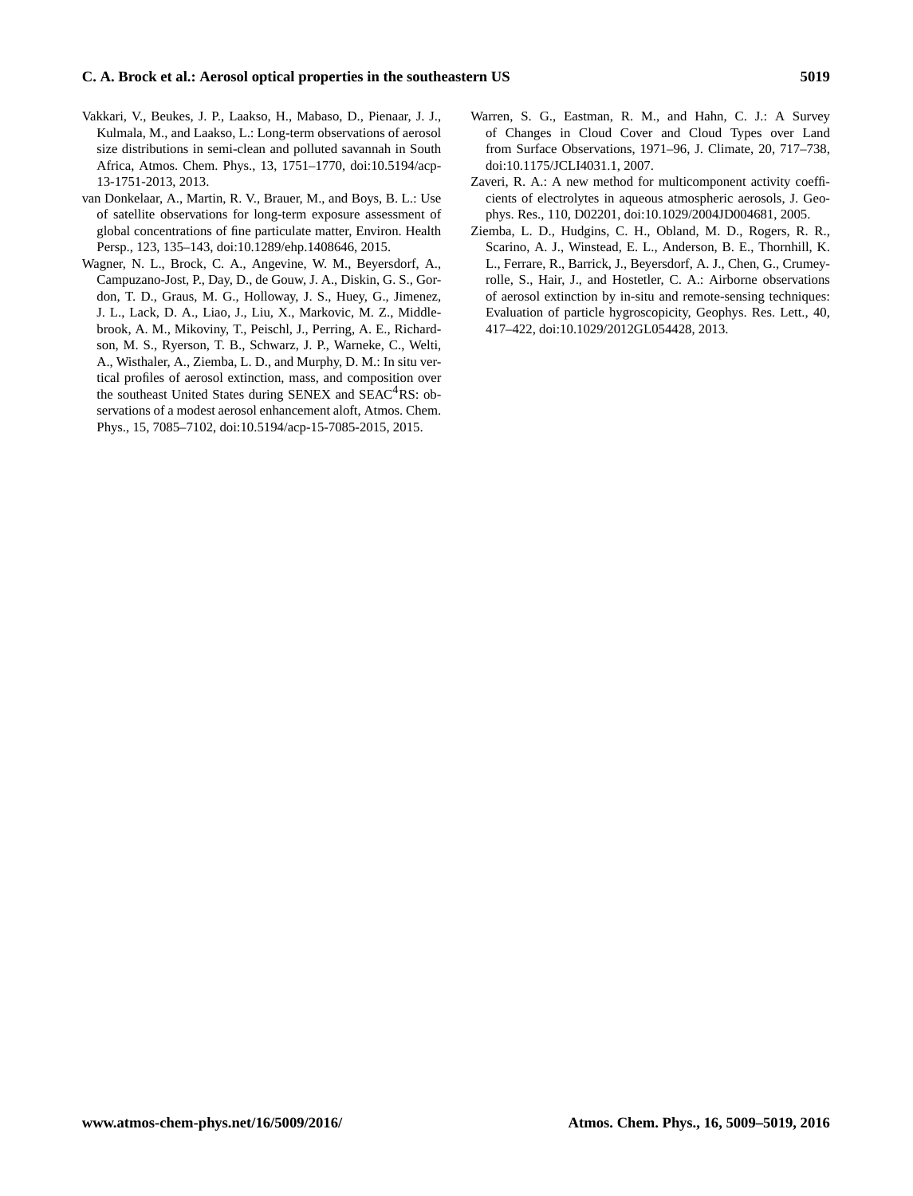Vakkari, V., Beukes, J. P., Laakso, H., Mabaso, D., Pienaar, J. J., Kulmala, M., and Laakso, L.: Long-term observations of aerosol size distributions in semi-clean and polluted savannah in South Africa, Atmos. Chem. Phys., 13, 1751–1770, doi:10.5194/acp-13-1751-2013, 2013.

van Donkelaar, A., Martin, R. V., Brauer, M., and Boys, B. L.: Use of satellite observations for long-term exposure assessment of global concentrations of fine particulate matter, Environ. Health Persp., 123, 135–143, doi:10.1289/ehp.1408646, 2015.

Wagner, N. L., Brock, C. A., Angevine, W. M., Beyersdorf, A., Campuzano-Jost, P., Day, D., de Gouw, J. A., Diskin, G. S., Gordon, T. D., Graus, M. G., Holloway, J. S., Huey, G., Jimenez, J. L., Lack, D. A., Liao, J., Liu, X., Markovic, M. Z., Middlebrook, A. M., Mikoviny, T., Peischl, J., Perring, A. E., Richardson, M. S., Ryerson, T. B., Schwarz, J. P., Warneke, C., Welti, A., Wisthaler, A., Ziemba, L. D., and Murphy, D. M.: In situ vertical profiles of aerosol extinction, mass, and composition over the southeast United States during SENEX and SEAC$^4$RS: observations of a modest aerosol enhancement aloft, Atmos. Chem. Phys., 15, 7085–7102, doi:10.5194/acp-15-7085-2015, 2015.

Warren, S. G., Eastman, R. M., and Hahn, C. J.: A Survey of Changes in Cloud Cover and Cloud Types over Land from Surface Observations, 1971–96, J. Climate, 20, 717–738, doi:10.1175/JCLI4031.1, 2007.

Zaveri, R. A.: A new method for multicomponent activity coefficients of electrolytes in aqueous atmospheric aerosols, J. Geophys. Res., 110, D02201, doi:10.1029/2004JD004681, 2005.

Ziemba, L. D., Hudgins, C. H., Obland, M. D., Rogers, R. R., Scarino, A. J., Winstead, E. L., Anderson, B. E., Thornhill, K. L., Ferrare, R., Barrick, J., Beyersdorf, A. J., Chen, G., Crumeyrolle, S., Hair, J., and Hostetler, C. A.: Airborne observations of aerosol extinction by in-situ and remote-sensing techniques: Evaluation of particle hygroscopicity, Geophys. Res. Lett., 40, 417–422, doi:10.1029/2012GL054428, 2013.